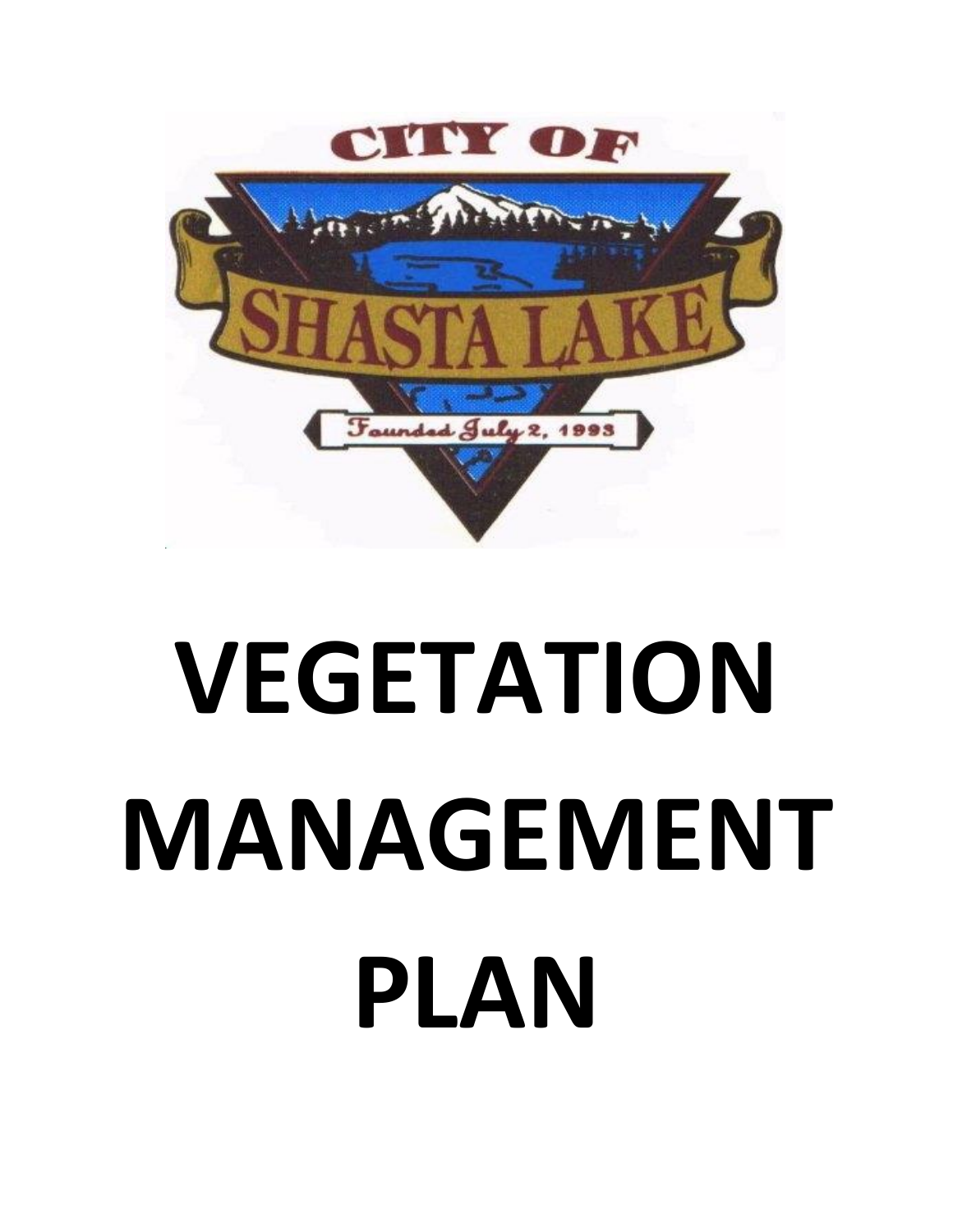CITY OF

SHASTA LAKE

Founded July 2, 1993

# VEGETATION MANAGEMENT PLAN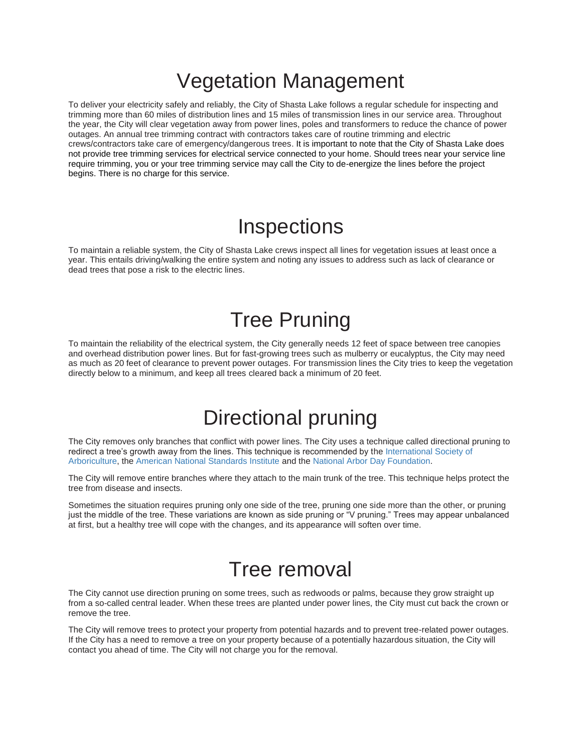# Vegetation Management

To deliver your electricity safely and reliably, the City of Shasta Lake follows a regular schedule for inspecting and trimming more than 60 miles of distribution lines and 15 miles of transmission lines in our service area. Throughout the year, the City will clear vegetation away from power lines, poles and transformers to reduce the chance of power outages. An annual tree trimming contract with contractors takes care of routine trimming and electric crews/contractors take care of emergency/dangerous trees. It is important to note that the City of Shasta Lake does not provide tree trimming services for electrical service connected to your home. Should trees near your service line require trimming, you or your tree trimming service may call the City to de-energize the lines before the project begins. There is no charge for this service.

# Inspections

To maintain a reliable system, the City of Shasta Lake crews inspect all lines for vegetation issues at least once a year. This entails driving/walking the entire system and noting any issues to address such as lack of clearance or dead trees that pose a risk to the electric lines.

# Tree Pruning

To maintain the reliability of the electrical system, the City generally needs 12 feet of space between tree canopies and overhead distribution power lines. But for fast-growing trees such as mulberry or eucalyptus, the City may need as much as 20 feet of clearance to prevent power outages. For transmission lines the City tries to keep the vegetation directly below to a minimum, and keep all trees cleared back a minimum of 20 feet.

# Directional pruning

The City removes only branches that conflict with power lines. The City uses a technique called directional pruning to redirect a tree's growth away from the lines. This technique is recommended by the International Society of Arboriculture, the American National Standards Institute and the National Arbor Day Foundation.

The City will remove entire branches where they attach to the main trunk of the tree. This technique helps protect the tree from disease and insects.

Sometimes the situation requires pruning only one side of the tree, pruning one side more than the other, or pruning just the middle of the tree. These variations are known as side pruning or "V pruning." Trees may appear unbalanced at first, but a healthy tree will cope with the changes, and its appearance will soften over time.

# Tree removal

The City cannot use direction pruning on some trees, such as redwoods or palms, because they grow straight up from a so-called central leader. When these trees are planted under power lines, the City must cut back the crown or remove the tree.

The City will remove trees to protect your property from potential hazards and to prevent tree-related power outages. If the City has a need to remove a tree on your property because of a potentially hazardous situation, the City will contact you ahead of time. The City will not charge you for the removal.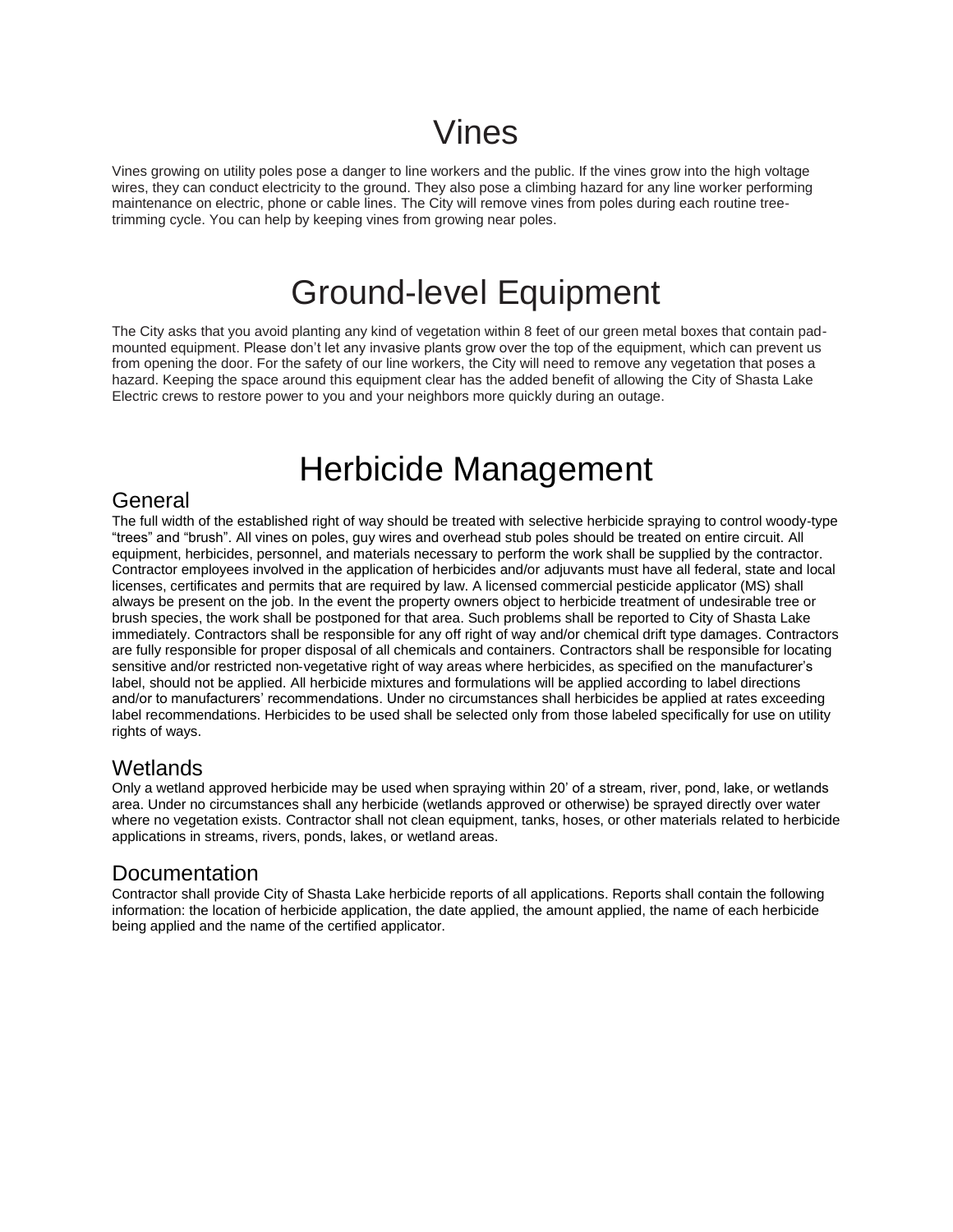# Vines

Vines growing on utility poles pose a danger to line workers and the public. If the vines grow into the high voltage wires, they can conduct electricity to the ground. They also pose a climbing hazard for any line worker performing maintenance on electric, phone or cable lines. The City will remove vines from poles during each routine tree-trimming cycle. You can help by keeping vines from growing near poles.

# Ground-level Equipment

The City asks that you avoid planting any kind of vegetation within 8 feet of our green metal boxes that contain pad-mounted equipment. Please don't let any invasive plants grow over the top of the equipment, which can prevent us from opening the door. For the safety of our line workers, the City will need to remove any vegetation that poses a hazard. Keeping the space around this equipment clear has the added benefit of allowing the City of Shasta Lake Electric crews to restore power to you and your neighbors more quickly during an outage.

# Herbicide Management

## General

The full width of the established right of way should be treated with selective herbicide spraying to control woody-type "trees" and "brush". All vines on poles, guy wires and overhead stub poles should be treated on entire circuit. All equipment, herbicides, personnel, and materials necessary to perform the work shall be supplied by the contractor. Contractor employees involved in the application of herbicides and/or adjuvants must have all federal, state and local licenses, certificates and permits that are required by law. A licensed commercial pesticide applicator (MS) shall always be present on the job. In the event the property owners object to herbicide treatment of undesirable tree or brush species, the work shall be postponed for that area. Such problems shall be reported to City of Shasta Lake immediately. Contractors shall be responsible for any off right of way and/or chemical drift type damages. Contractors are fully responsible for proper disposal of all chemicals and containers. Contractors shall be responsible for locating sensitive and/or restricted non-vegetative right of way areas where herbicides, as specified on the manufacturer's label, should not be applied. All herbicide mixtures and formulations will be applied according to label directions and/or to manufacturers' recommendations. Under no circumstances shall herbicides be applied at rates exceeding label recommendations. Herbicides to be used shall be selected only from those labeled specifically for use on utility rights of ways.

## Wetlands

Only a wetland approved herbicide may be used when spraying within 20' of a stream, river, pond, lake, or wetlands area. Under no circumstances shall any herbicide (wetlands approved or otherwise) be sprayed directly over water where no vegetation exists. Contractor shall not clean equipment, tanks, hoses, or other materials related to herbicide applications in streams, rivers, ponds, lakes, or wetland areas.

## Documentation

Contractor shall provide City of Shasta Lake herbicide reports of all applications. Reports shall contain the following information: the location of herbicide application, the date applied, the amount applied, the name of each herbicide being applied and the name of the certified applicator.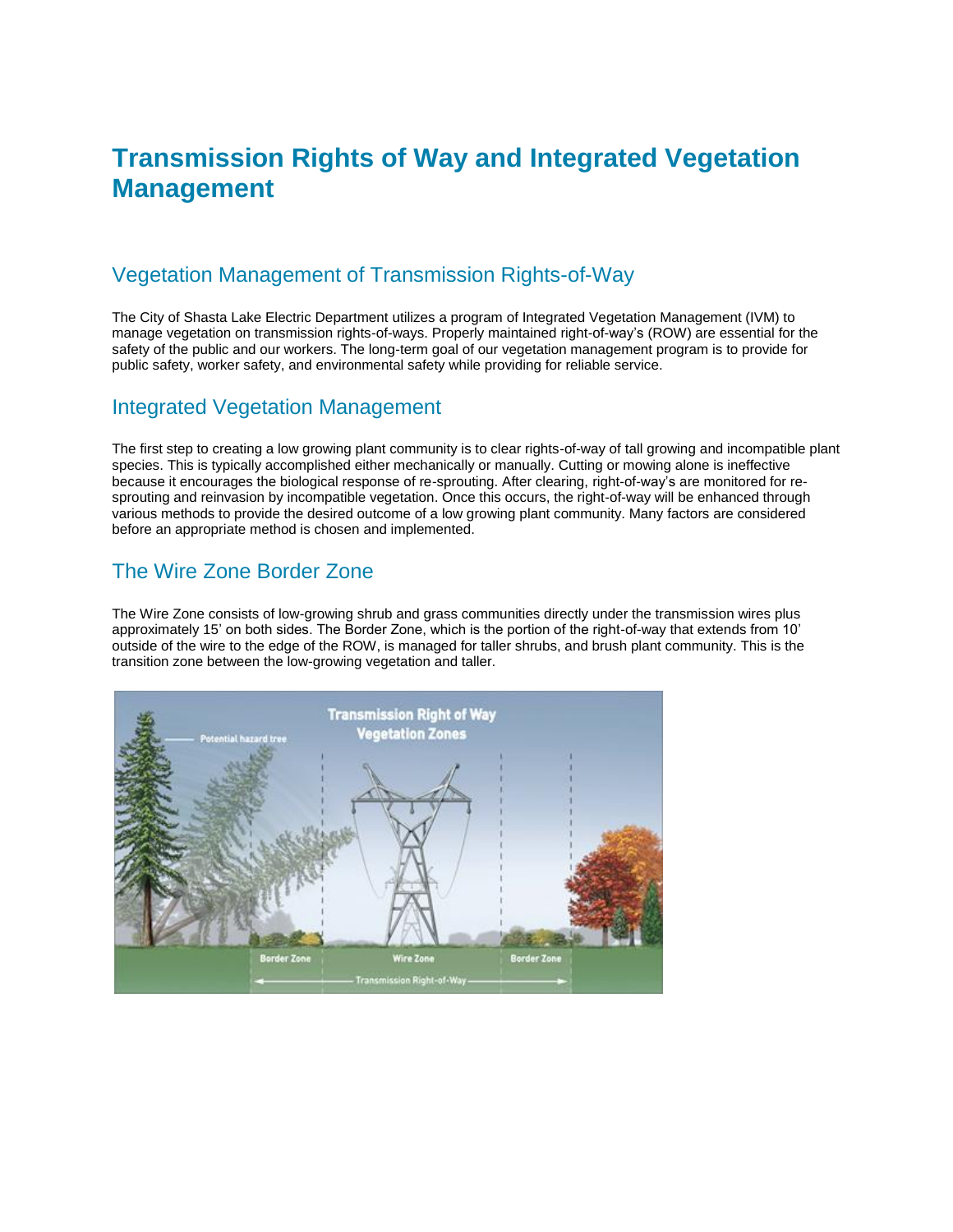# Transmission Rights of Way and Integrated Vegetation Management

## Vegetation Management of Transmission Rights-of-Way

The City of Shasta Lake Electric Department utilizes a program of Integrated Vegetation Management (IVM) to manage vegetation on transmission rights-of-ways. Properly maintained right-of-way's (ROW) are essential for the safety of the public and our workers. The long-term goal of our vegetation management program is to provide for public safety, worker safety, and environmental safety while providing for reliable service.

## Integrated Vegetation Management

The first step to creating a low growing plant community is to clear rights-of-way of tall growing and incompatible plant species. This is typically accomplished either mechanically or manually. Cutting or mowing alone is ineffective because it encourages the biological response of re-sprouting. After clearing, right-of-way's are monitored for re-sprouting and reinvasion by incompatible vegetation. Once this occurs, the right-of-way will be enhanced through various methods to provide the desired outcome of a low growing plant community. Many factors are considered before an appropriate method is chosen and implemented.

## The Wire Zone Border Zone

The Wire Zone consists of low-growing shrub and grass communities directly under the transmission wires plus approximately 15' on both sides. The Border Zone, which is the portion of the right-of-way that extends from 10' outside of the wire to the edge of the ROW, is managed for taller shrubs, and brush plant community. This is the transition zone between the low-growing vegetation and taller.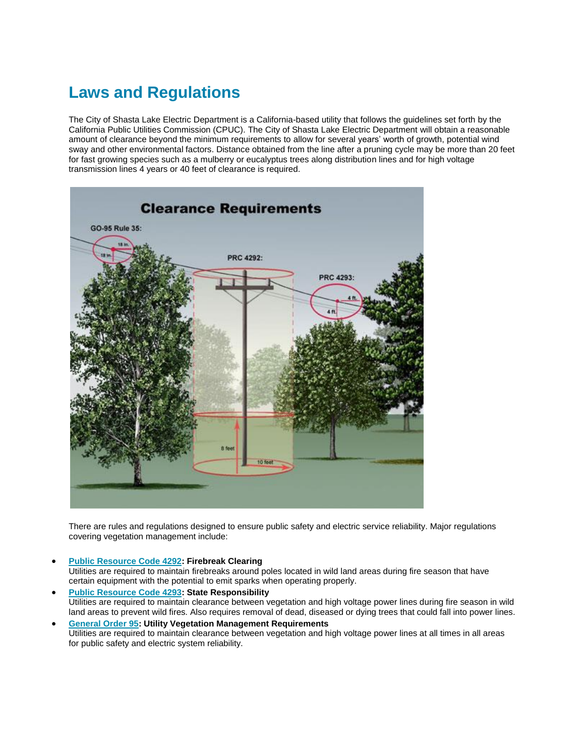# Laws and Regulations

The City of Shasta Lake Electric Department is a California-based utility that follows the guidelines set forth by the California Public Utilities Commission (CPUC). The City of Shasta Lake Electric Department will obtain a reasonable amount of clearance beyond the minimum requirements to allow for several years' worth of growth, potential wind sway and other environmental factors. Distance obtained from the line after a pruning cycle may be more than 20 feet for fast growing species such as a mulberry or eucalyptus trees along distribution lines and for high voltage transmission lines 4 years or 40 feet of clearance is required.

There are rules and regulations designed to ensure public safety and electric service reliability. Major regulations covering vegetation management include:

- **Public Resource Code 4292: Firebreak Clearing**
  Utilities are required to maintain firebreaks around poles located in wild land areas during fire season that have certain equipment with the potential to emit sparks when operating properly.
- **Public Resource Code 4293: State Responsibility**
  Utilities are required to maintain clearance between vegetation and high voltage power lines during fire season in wild land areas to prevent wild fires. Also requires removal of dead, diseased or dying trees that could fall into power lines.
- **General Order 95: Utility Vegetation Management Requirements**
  Utilities are required to maintain clearance between vegetation and high voltage power lines at all times in all areas for public safety and electric system reliability.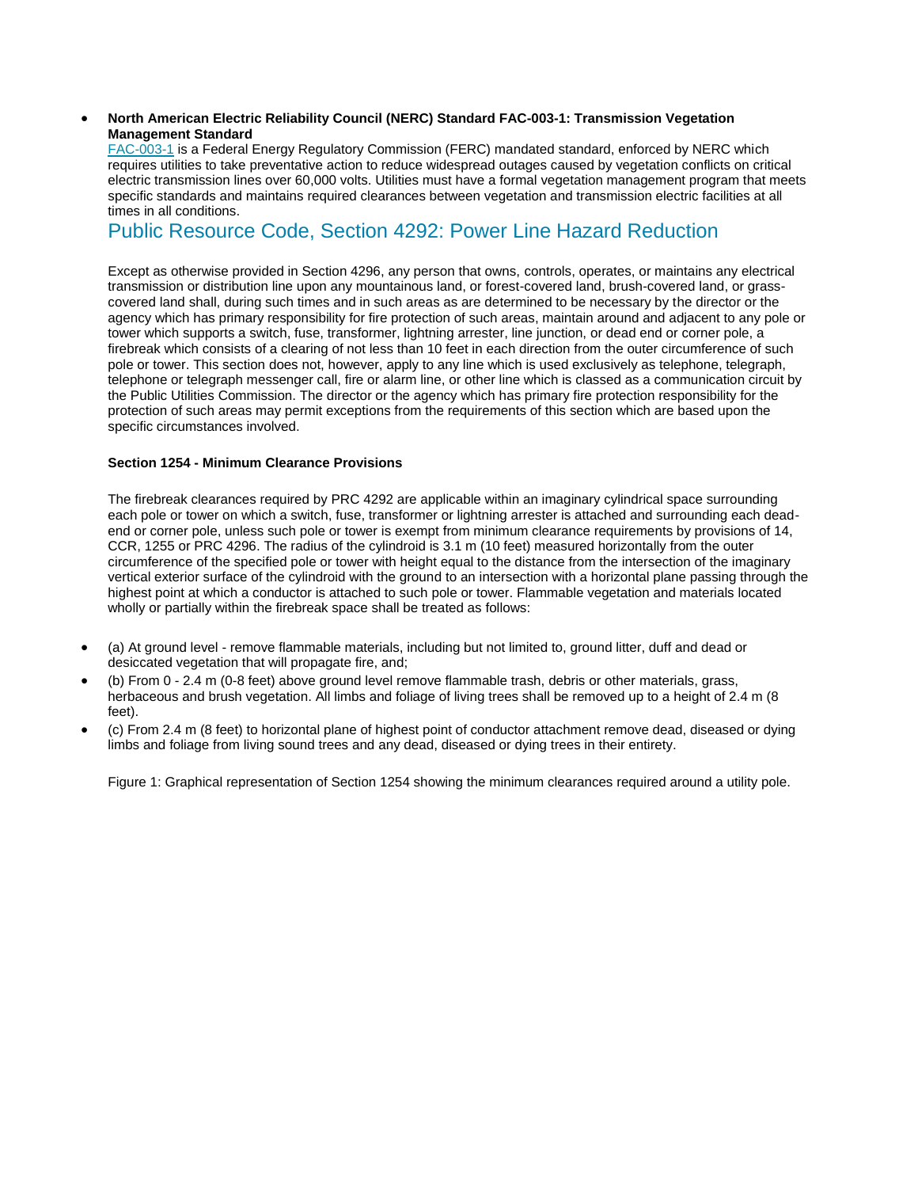- **North American Electric Reliability Council (NERC) Standard FAC-003-1: Transmission Vegetation Management Standard**
  FAC-003-1 is a Federal Energy Regulatory Commission (FERC) mandated standard, enforced by NERC which requires utilities to take preventative action to reduce widespread outages caused by vegetation conflicts on critical electric transmission lines over 60,000 volts. Utilities must have a formal vegetation management program that meets specific standards and maintains required clearances between vegetation and transmission electric facilities at all times in all conditions.

## Public Resource Code, Section 4292: Power Line Hazard Reduction

Except as otherwise provided in Section 4296, any person that owns, controls, operates, or maintains any electrical transmission or distribution line upon any mountainous land, or forest-covered land, brush-covered land, or grass-covered land shall, during such times and in such areas as are determined to be necessary by the director or the agency which has primary responsibility for fire protection of such areas, maintain around and adjacent to any pole or tower which supports a switch, fuse, transformer, lightning arrester, line junction, or dead end or corner pole, a firebreak which consists of a clearing of not less than 10 feet in each direction from the outer circumference of such pole or tower. This section does not, however, apply to any line which is used exclusively as telephone, telegraph, telephone or telegraph messenger call, fire or alarm line, or other line which is classed as a communication circuit by the Public Utilities Commission. The director or the agency which has primary fire protection responsibility for the protection of such areas may permit exceptions from the requirements of this section which are based upon the specific circumstances involved.

**Section 1254 - Minimum Clearance Provisions**

The firebreak clearances required by PRC 4292 are applicable within an imaginary cylindrical space surrounding each pole or tower on which a switch, fuse, transformer or lightning arrester is attached and surrounding each dead-end or corner pole, unless such pole or tower is exempt from minimum clearance requirements by provisions of 14, CCR, 1255 or PRC 4296. The radius of the cylindroid is 3.1 m (10 feet) measured horizontally from the outer circumference of the specified pole or tower with height equal to the distance from the intersection of the imaginary vertical exterior surface of the cylindroid with the ground to an intersection with a horizontal plane passing through the highest point at which a conductor is attached to such pole or tower. Flammable vegetation and materials located wholly or partially within the firebreak space shall be treated as follows:

- (a) At ground level - remove flammable materials, including but not limited to, ground litter, duff and dead or desiccated vegetation that will propagate fire, and;
- (b) From 0 - 2.4 m (0-8 feet) above ground level remove flammable trash, debris or other materials, grass, herbaceous and brush vegetation. All limbs and foliage of living trees shall be removed up to a height of 2.4 m (8 feet).
- (c) From 2.4 m (8 feet) to horizontal plane of highest point of conductor attachment remove dead, diseased or dying limbs and foliage from living sound trees and any dead, diseased or dying trees in their entirety.

Figure 1: Graphical representation of Section 1254 showing the minimum clearances required around a utility pole.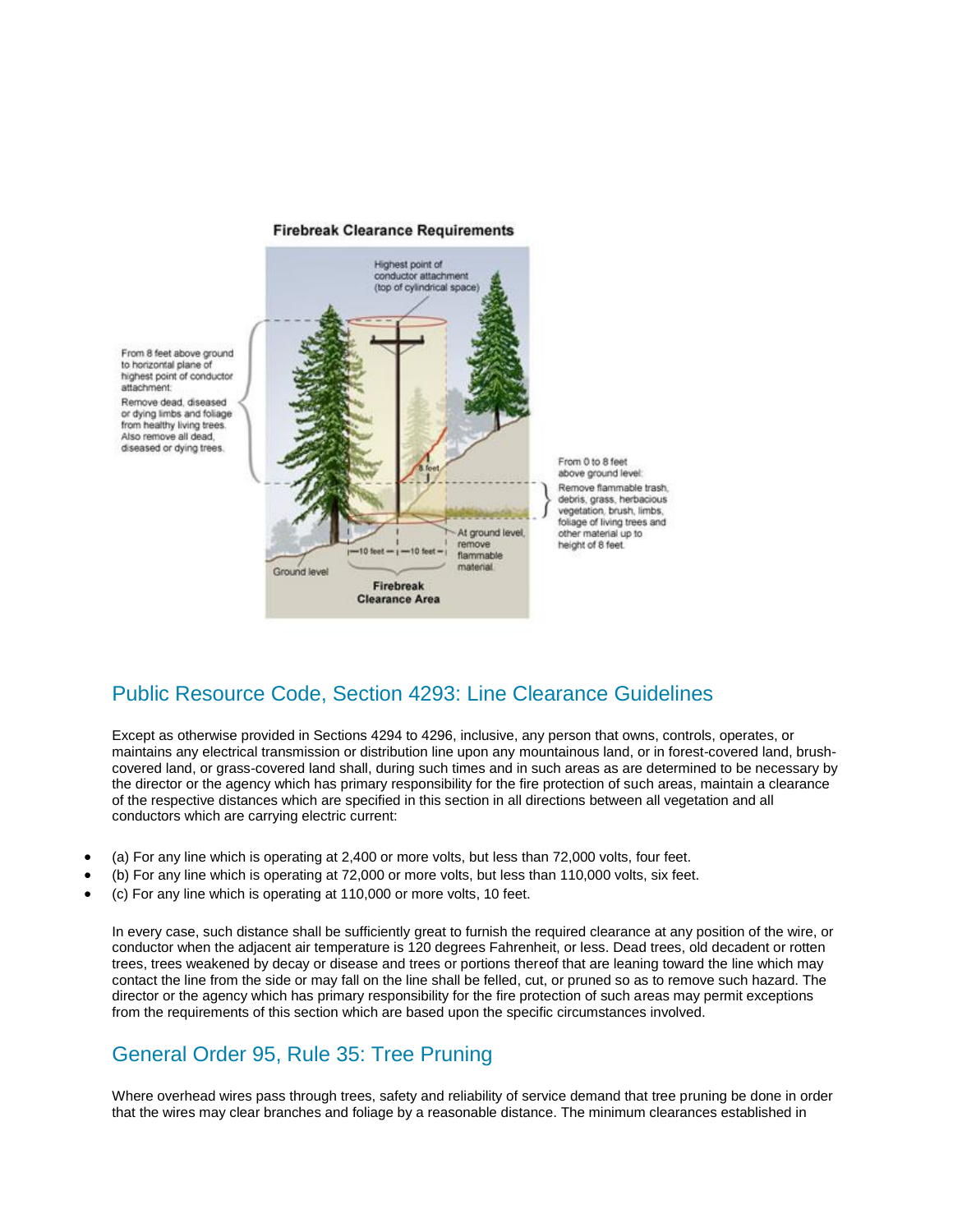**Firebreak Clearance Requirements**

Highest point of conductor attachment (top of cylindrical space)

From 8 feet above ground to horizontal plane of highest point of conductor attachment:

Remove dead, diseased or dying limbs and foliage from healthy living trees. Also remove all dead, diseased or dying trees.

8 feet

From 0 to 8 feet above ground level:

Remove flammable trash, debris, grass, herbacious vegetation, brush, limbs, foliage of living trees and other material up to height of 8 feet.

—10 feet— —10 feet—

At ground level, remove flammable material.

Ground level

**Firebreak Clearance Area**

## Public Resource Code, Section 4293: Line Clearance Guidelines

Except as otherwise provided in Sections 4294 to 4296, inclusive, any person that owns, controls, operates, or maintains any electrical transmission or distribution line upon any mountainous land, or in forest-covered land, brush-covered land, or grass-covered land shall, during such times and in such areas as are determined to be necessary by the director or the agency which has primary responsibility for the fire protection of such areas, maintain a clearance of the respective distances which are specified in this section in all directions between all vegetation and all conductors which are carrying electric current:

- (a) For any line which is operating at 2,400 or more volts, but less than 72,000 volts, four feet.
- (b) For any line which is operating at 72,000 or more volts, but less than 110,000 volts, six feet.
- (c) For any line which is operating at 110,000 or more volts, 10 feet.

In every case, such distance shall be sufficiently great to furnish the required clearance at any position of the wire, or conductor when the adjacent air temperature is 120 degrees Fahrenheit, or less. Dead trees, old decadent or rotten trees, trees weakened by decay or disease and trees or portions thereof that are leaning toward the line which may contact the line from the side or may fall on the line shall be felled, cut, or pruned so as to remove such hazard. The director or the agency which has primary responsibility for the fire protection of such areas may permit exceptions from the requirements of this section which are based upon the specific circumstances involved.

## General Order 95, Rule 35: Tree Pruning

Where overhead wires pass through trees, safety and reliability of service demand that tree pruning be done in order that the wires may clear branches and foliage by a reasonable distance. The minimum clearances established in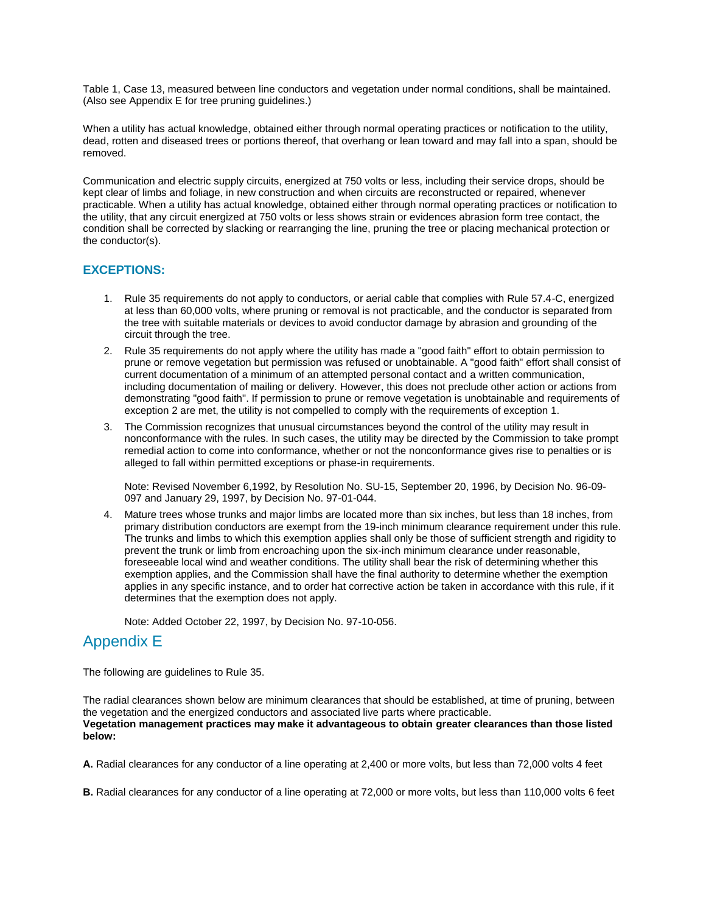Table 1, Case 13, measured between line conductors and vegetation under normal conditions, shall be maintained. (Also see Appendix E for tree pruning guidelines.)

When a utility has actual knowledge, obtained either through normal operating practices or notification to the utility, dead, rotten and diseased trees or portions thereof, that overhang or lean toward and may fall into a span, should be removed.

Communication and electric supply circuits, energized at 750 volts or less, including their service drops, should be kept clear of limbs and foliage, in new construction and when circuits are reconstructed or repaired, whenever practicable. When a utility has actual knowledge, obtained either through normal operating practices or notification to the utility, that any circuit energized at 750 volts or less shows strain or evidences abrasion form tree contact, the condition shall be corrected by slacking or rearranging the line, pruning the tree or placing mechanical protection or the conductor(s).

### EXCEPTIONS:

1. Rule 35 requirements do not apply to conductors, or aerial cable that complies with Rule 57.4-C, energized at less than 60,000 volts, where pruning or removal is not practicable, and the conductor is separated from the tree with suitable materials or devices to avoid conductor damage by abrasion and grounding of the circuit through the tree.
2. Rule 35 requirements do not apply where the utility has made a "good faith" effort to obtain permission to prune or remove vegetation but permission was refused or unobtainable. A "good faith" effort shall consist of current documentation of a minimum of an attempted personal contact and a written communication, including documentation of mailing or delivery. However, this does not preclude other action or actions from demonstrating "good faith". If permission to prune or remove vegetation is unobtainable and requirements of exception 2 are met, the utility is not compelled to comply with the requirements of exception 1.
3. The Commission recognizes that unusual circumstances beyond the control of the utility may result in nonconformance with the rules. In such cases, the utility may be directed by the Commission to take prompt remedial action to come into conformance, whether or not the nonconformance gives rise to penalties or is alleged to fall within permitted exceptions or phase-in requirements.

   Note: Revised November 6,1992, by Resolution No. SU-15, September 20, 1996, by Decision No. 96-09-097 and January 29, 1997, by Decision No. 97-01-044.
4. Mature trees whose trunks and major limbs are located more than six inches, but less than 18 inches, from primary distribution conductors are exempt from the 19-inch minimum clearance requirement under this rule. The trunks and limbs to which this exemption applies shall only be those of sufficient strength and rigidity to prevent the trunk or limb from encroaching upon the six-inch minimum clearance under reasonable, foreseeable local wind and weather conditions. The utility shall bear the risk of determining whether this exemption applies, and the Commission shall have the final authority to determine whether the exemption applies in any specific instance, and to order hat corrective action be taken in accordance with this rule, if it determines that the exemption does not apply.

   Note: Added October 22, 1997, by Decision No. 97-10-056.

## Appendix E

The following are guidelines to Rule 35.

The radial clearances shown below are minimum clearances that should be established, at time of pruning, between the vegetation and the energized conductors and associated live parts where practicable.
**Vegetation management practices may make it advantageous to obtain greater clearances than those listed below:**

**A.** Radial clearances for any conductor of a line operating at 2,400 or more volts, but less than 72,000 volts 4 feet

**B.** Radial clearances for any conductor of a line operating at 72,000 or more volts, but less than 110,000 volts 6 feet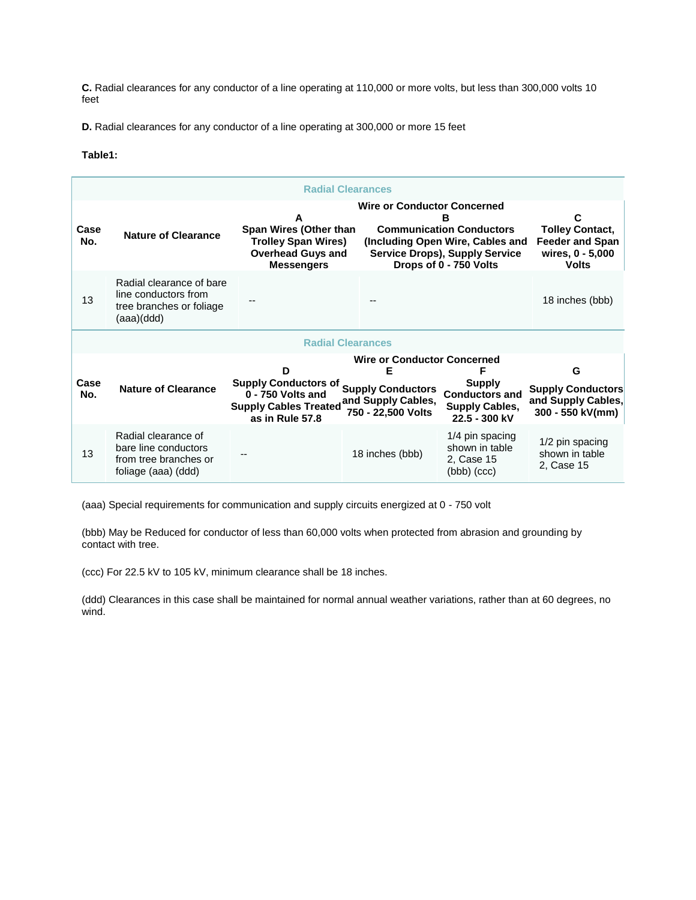**C.** Radial clearances for any conductor of a line operating at 110,000 or more volts, but less than 300,000 volts 10 feet

**D.** Radial clearances for any conductor of a line operating at 300,000 or more 15 feet

**Table1:**

| Radial Clearances | | | | |
|---|---|---|---|---|
| | | Wire or Conductor Concerned | | |
| Case No. | Nature of Clearance | A<br>Span Wires (Other than Trolley Span Wires) Overhead Guys and Messengers | B<br>Communication Conductors (Including Open Wire, Cables and Service Drops), Supply Service Drops of 0 - 750 Volts | C<br>Tolley Contact, Feeder and Span wires, 0 - 5,000 Volts |
| 13 | Radial clearance of bare line conductors from tree branches or foliage (aaa)(ddd) | -- | -- | 18 inches (bbb) |

| Radial Clearances | | | | | |
|---|---|---|---|---|---|
| | | Wire or Conductor Concerned | | | |
| Case No. | Nature of Clearance | D<br>Supply Conductors of 0 - 750 Volts and Supply Cables Treated as in Rule 57.8 | E<br>Supply Conductors and Supply Cables, 750 - 22,500 Volts | F<br>Supply Conductors and Supply Cables, 22.5 - 300 kV | G<br>Supply Conductors and Supply Cables, 300 - 550 kV(mm) |
| 13 | Radial clearance of bare line conductors from tree branches or foliage (aaa) (ddd) | -- | 18 inches (bbb) | 1/4 pin spacing shown in table 2, Case 15 (bbb) (ccc) | 1/2 pin spacing shown in table 2, Case 15 |

(aaa) Special requirements for communication and supply circuits energized at 0 - 750 volt

(bbb) May be Reduced for conductor of less than 60,000 volts when protected from abrasion and grounding by contact with tree.

(ccc) For 22.5 kV to 105 kV, minimum clearance shall be 18 inches.

(ddd) Clearances in this case shall be maintained for normal annual weather variations, rather than at 60 degrees, no wind.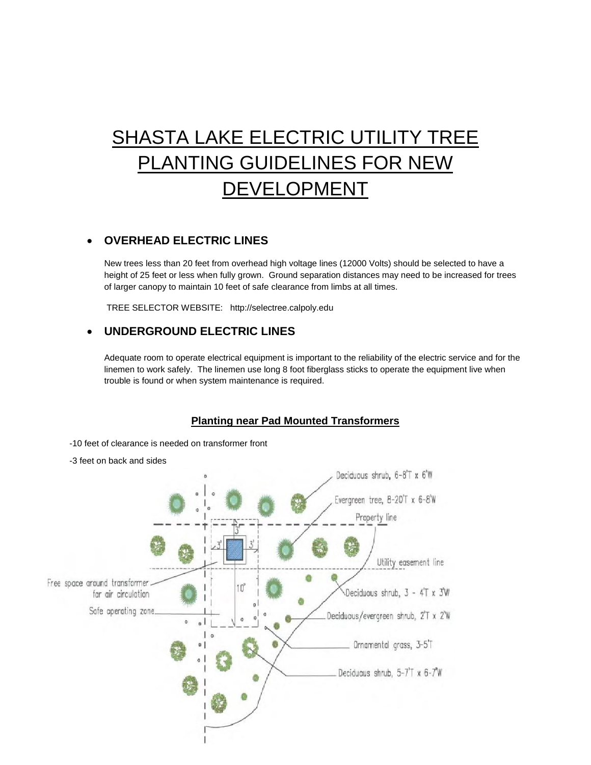# SHASTA LAKE ELECTRIC UTILITY TREE PLANTING GUIDELINES FOR NEW DEVELOPMENT

- **OVERHEAD ELECTRIC LINES**

New trees less than 20 feet from overhead high voltage lines (12000 Volts) should be selected to have a height of 25 feet or less when fully grown. Ground separation distances may need to be increased for trees of larger canopy to maintain 10 feet of safe clearance from limbs at all times.

TREE SELECTOR WEBSITE: http://selectree.calpoly.edu

- **UNDERGROUND ELECTRIC LINES**

Adequate room to operate electrical equipment is important to the reliability of the electric service and for the linemen to work safely. The linemen use long 8 foot fiberglass sticks to operate the equipment live when trouble is found or when system maintenance is required.

## Planting near Pad Mounted Transformers

-10 feet of clearance is needed on transformer front

-3 feet on back and sides

Deciduous shrub, 6-8'T x 6'W

Evergreen tree, 8-20'T x 6-8'W

Property line

3'

3'

3'

Utility easement line

Free space around transformer for air circulation

10'

Deciduous shrub, 3 - 4'T x 3'W

Safe operating zone

Deciduous/evergreen shrub, 2'T x 2'W

Ornamental grass, 3-5'T

Deciduous shrub, 5-7'T x 6-7'W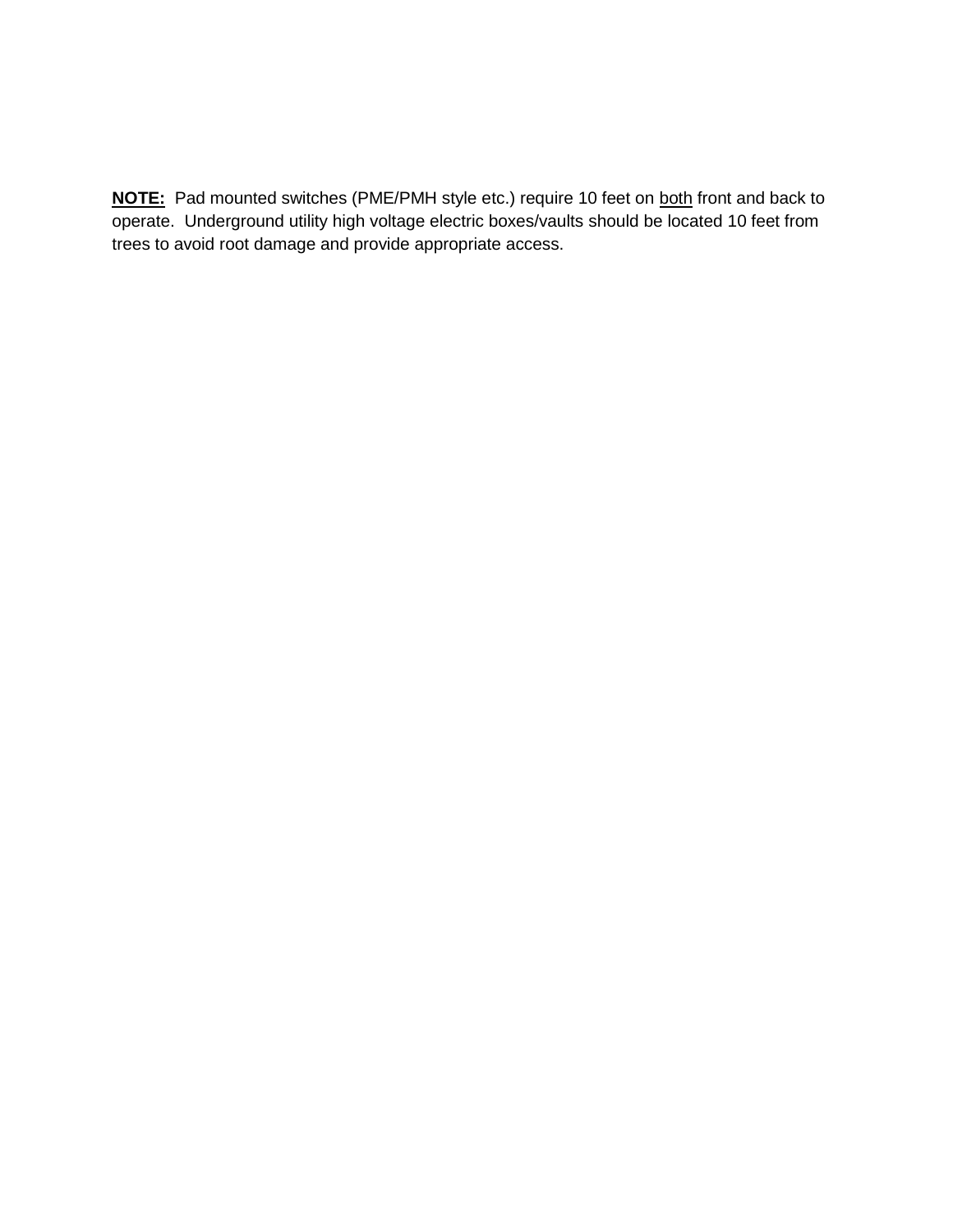**NOTE:** Pad mounted switches (PME/PMH style etc.) require 10 feet on both front and back to operate. Underground utility high voltage electric boxes/vaults should be located 10 feet from trees to avoid root damage and provide appropriate access.